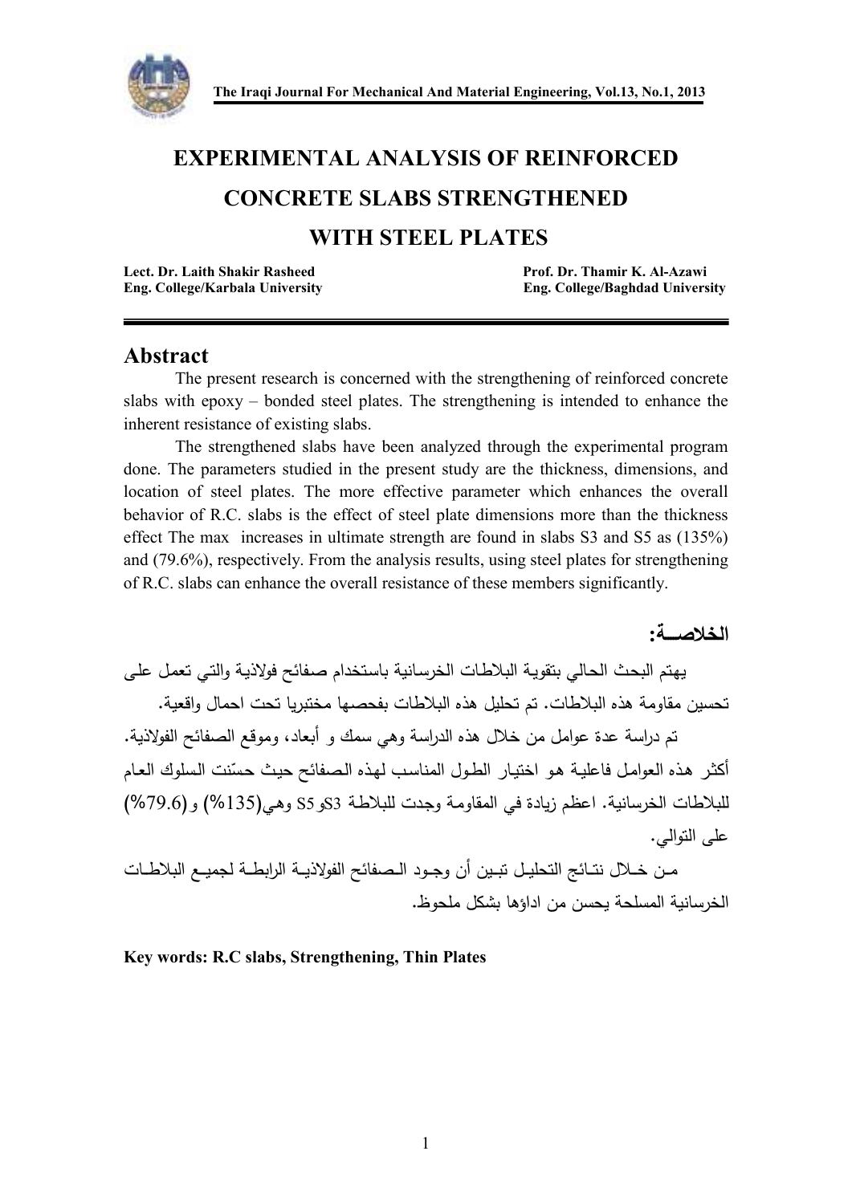# EXPERIMENTAL ANALYSIS OF REINFORCED CONCRETE SLABS STRENGTHENED WITH STEEL PLATES

**Lect. Dr. Laith Shakir Rasheed**
**Eng. College/Karbala University**

**Prof. Dr. Thamir K. Al-Azawi**
**Eng. College/Baghdad University**

## Abstract

The present research is concerned with the strengthening of reinforced concrete slabs with epoxy – bonded steel plates. The strengthening is intended to enhance the inherent resistance of existing slabs.

The strengthened slabs have been analyzed through the experimental program done. The parameters studied in the present study are the thickness, dimensions, and location of steel plates. The more effective parameter which enhances the overall behavior of R.C. slabs is the effect of steel plate dimensions more than the thickness effect The max increases in ultimate strength are found in slabs S3 and S5 as (135%) and (79.6%), respectively. From the analysis results, using steel plates for strengthening of R.C. slabs can enhance the overall resistance of these members significantly.

## الخلاصــة:

يهتم البحث الحالي بتقوية البلاطات الخرسانية باستخدام صفائح فولاذية والتي تعمل على تحسين مقاومة هذه البلاطات. تم تحليل هذه البلاطات بفحصها مختبريا تحت احمال واقعية.

تم دراسة عدة عوامل من خلال هذه الدراسة وهي سمك و أبعاد، وموقع الصفائح الفولاذية. أكثر هذه العوامل فاعلية هو اختيار الطول المناسب لهذه الصفائح حيث حسّنت السلوك العام للبلاطات الخرسانية. اعظم زيادة في المقاومة وجدت للبلاطة S3وS5 وهي(135%) و (79.6%) على التوالي.

مـن خـلال نتـائج التحليـل تبـين أن وجـود الـصفائح الفولاذيـة الرابطـة لجميـع البلاطـات الخرسانية المسلحة يحسن من اداؤها بشكل ملحوظ.

**Key words: R.C slabs, Strengthening, Thin Plates**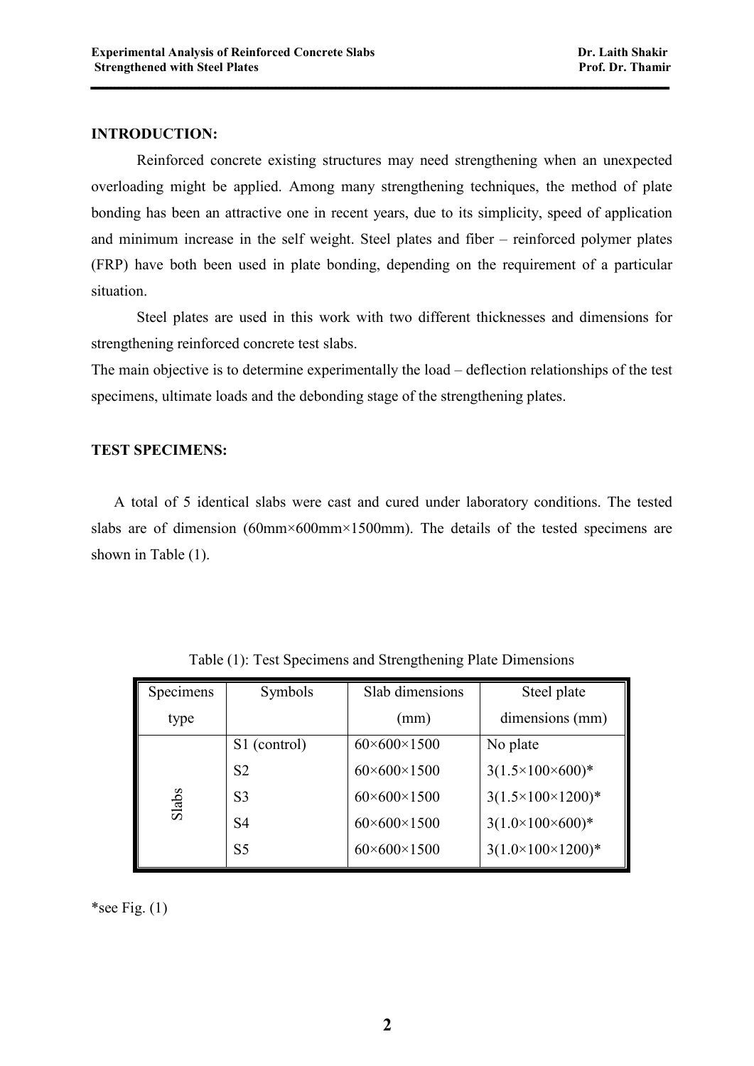## INTRODUCTION:

Reinforced concrete existing structures may need strengthening when an unexpected overloading might be applied. Among many strengthening techniques, the method of plate bonding has been an attractive one in recent years, due to its simplicity, speed of application and minimum increase in the self weight. Steel plates and fiber – reinforced polymer plates (FRP) have both been used in plate bonding, depending on the requirement of a particular situation.

Steel plates are used in this work with two different thicknesses and dimensions for strengthening reinforced concrete test slabs.

The main objective is to determine experimentally the load – deflection relationships of the test specimens, ultimate loads and the debonding stage of the strengthening plates.

## TEST SPECIMENS:

A total of 5 identical slabs were cast and cured under laboratory conditions. The tested slabs are of dimension (60mm×600mm×1500mm). The details of the tested specimens are shown in Table (1).

Table (1): Test Specimens and Strengthening Plate Dimensions

| Specimens type | Symbols | Slab dimensions (mm) | Steel plate dimensions (mm) |
|---|---|---|---|
| Slabs | S1 (control) | 60×600×1500 | No plate |
| | S2 | 60×600×1500 | 3(1.5×100×600)* |
| | S3 | 60×600×1500 | 3(1.5×100×1200)* |
| | S4 | 60×600×1500 | 3(1.0×100×600)* |
| | S5 | 60×600×1500 | 3(1.0×100×1200)* |

*see Fig. (1)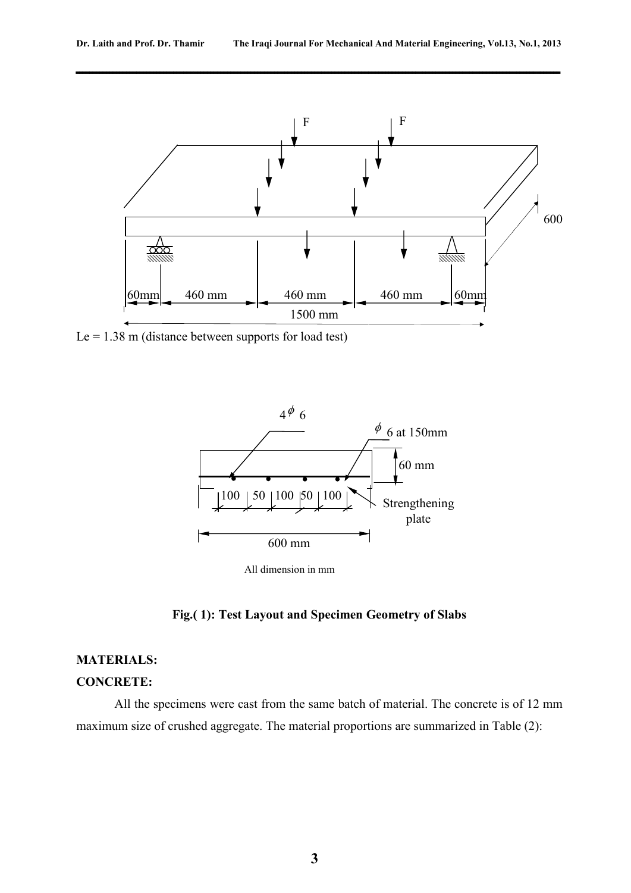Le = 1.38 m (distance between supports for load test)

All dimension in mm

**Fig.( 1): Test Layout and Specimen Geometry of Slabs**

## MATERIALS:

### CONCRETE:

All the specimens were cast from the same batch of material. The concrete is of 12 mm maximum size of crushed aggregate. The material proportions are summarized in Table (2):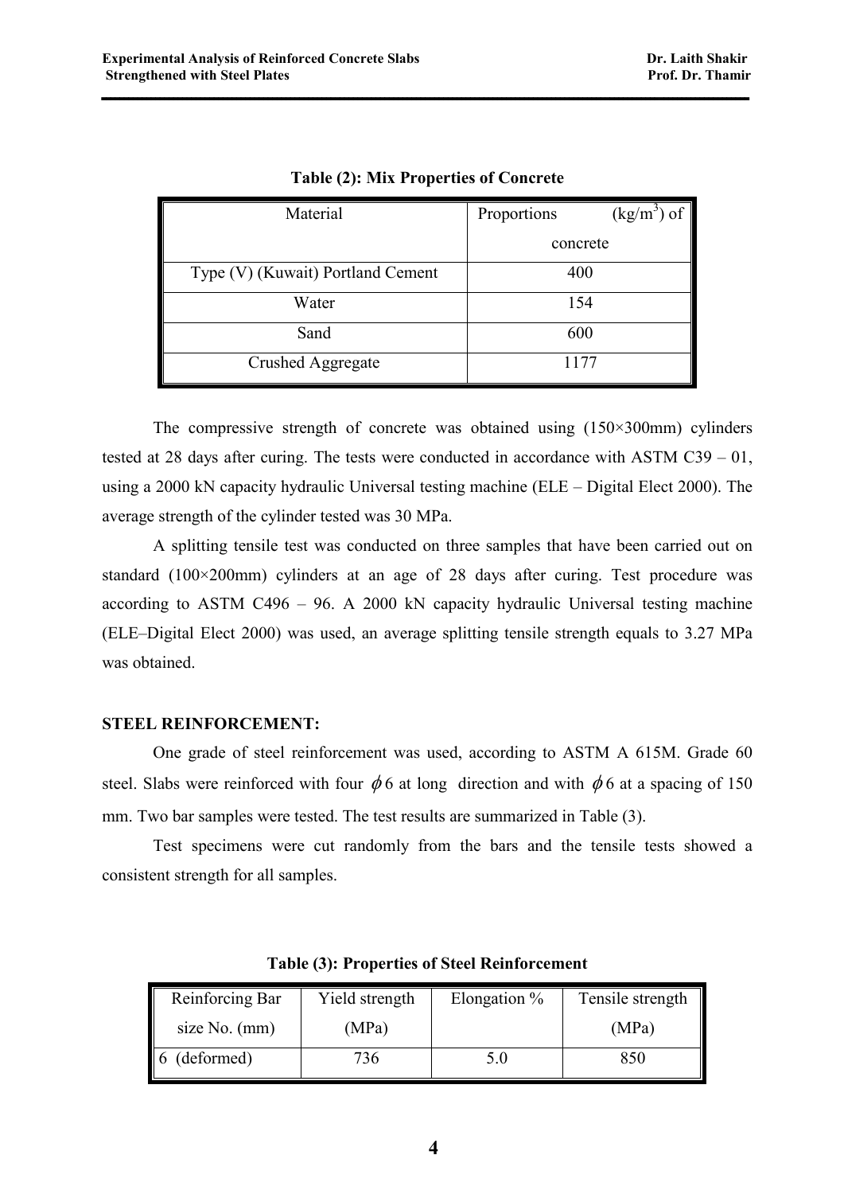**Table (2): Mix Properties of Concrete**

| Material | Proportions ($kg/m^3$) of concrete |
|---|---|
| Type (V) (Kuwait) Portland Cement | 400 |
| Water | 154 |
| Sand | 600 |
| Crushed Aggregate | 1177 |

The compressive strength of concrete was obtained using (150×300mm) cylinders tested at 28 days after curing. The tests were conducted in accordance with ASTM C39 – 01, using a 2000 kN capacity hydraulic Universal testing machine (ELE – Digital Elect 2000). The average strength of the cylinder tested was 30 MPa.

A splitting tensile test was conducted on three samples that have been carried out on standard (100×200mm) cylinders at an age of 28 days after curing. Test procedure was according to ASTM C496 – 96. A 2000 kN capacity hydraulic Universal testing machine (ELE–Digital Elect 2000) was used, an average splitting tensile strength equals to 3.27 MPa was obtained.

**STEEL REINFORCEMENT:**

One grade of steel reinforcement was used, according to ASTM A 615M. Grade 60 steel. Slabs were reinforced with four $\phi 6$ at long direction and with $\phi 6$ at a spacing of 150 mm. Two bar samples were tested. The test results are summarized in Table (3).

Test specimens were cut randomly from the bars and the tensile tests showed a consistent strength for all samples.

**Table (3): Properties of Steel Reinforcement**

| Reinforcing Bar size No. (mm) | Yield strength (MPa) | Elongation % | Tensile strength (MPa) |
|---|---|---|---|
| 6 (deformed) | 736 | 5.0 | 850 |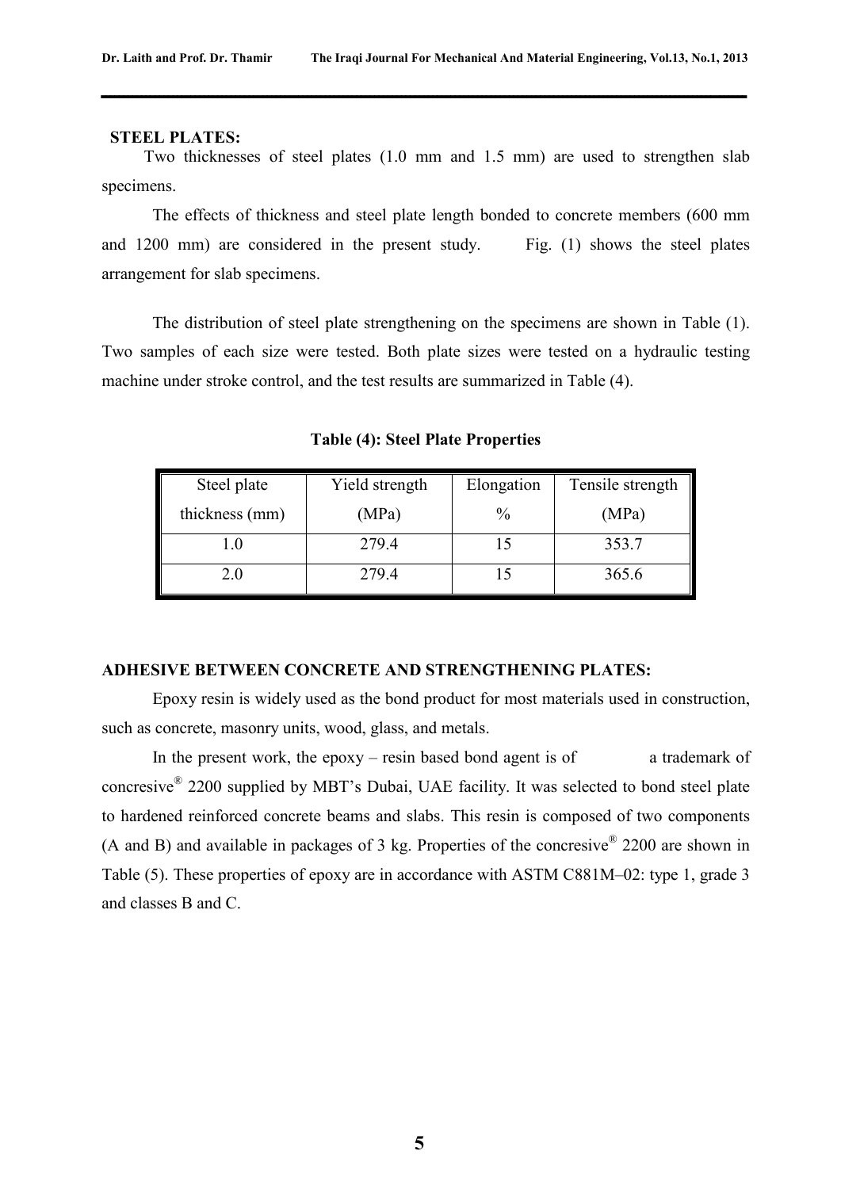## STEEL PLATES:

Two thicknesses of steel plates (1.0 mm and 1.5 mm) are used to strengthen slab specimens.

The effects of thickness and steel plate length bonded to concrete members (600 mm and 1200 mm) are considered in the present study. Fig. (1) shows the steel plates arrangement for slab specimens.

The distribution of steel plate strengthening on the specimens are shown in Table (1). Two samples of each size were tested. Both plate sizes were tested on a hydraulic testing machine under stroke control, and the test results are summarized in Table (4).

**Table (4): Steel Plate Properties**

| Steel plate thickness (mm) | Yield strength (MPa) | Elongation % | Tensile strength (MPa) |
|---|---|---|---|
| 1.0 | 279.4 | 15 | 353.7 |
| 2.0 | 279.4 | 15 | 365.6 |

## ADHESIVE BETWEEN CONCRETE AND STRENGTHENING PLATES:

Epoxy resin is widely used as the bond product for most materials used in construction, such as concrete, masonry units, wood, glass, and metals.

In the present work, the epoxy – resin based bond agent is of a trademark of concresive® 2200 supplied by MBT's Dubai, UAE facility. It was selected to bond steel plate to hardened reinforced concrete beams and slabs. This resin is composed of two components (A and B) and available in packages of 3 kg. Properties of the concresive® 2200 are shown in Table (5). These properties of epoxy are in accordance with ASTM C881M–02: type 1, grade 3 and classes B and C.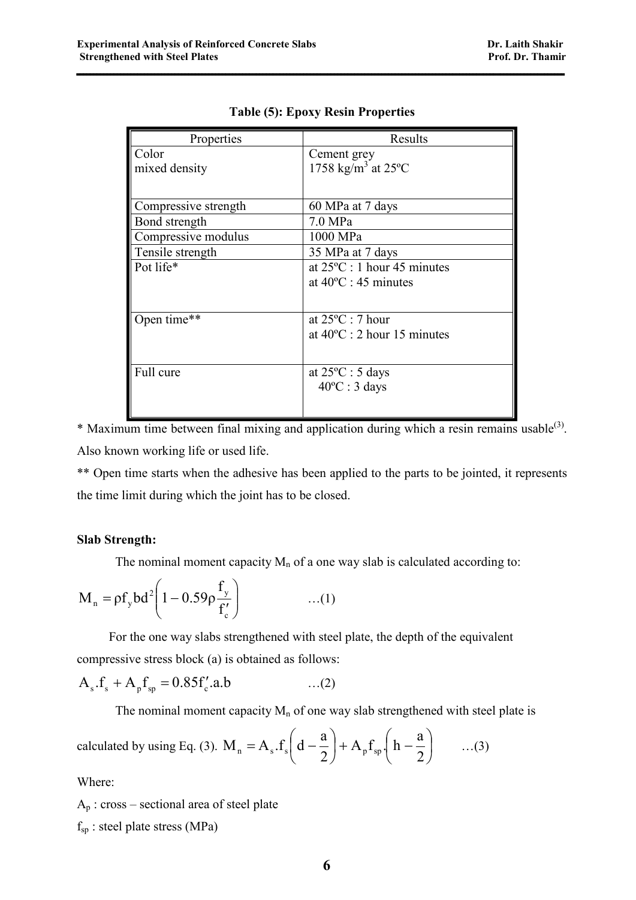**Table (5): Epoxy Resin Properties**

| Properties | Results |
|---|---|
| Color<br>mixed density | Cement grey<br>1758 kg/m$^3$ at 25ºC |
| Compressive strength | 60 MPa at 7 days |
| Bond strength | 7.0 MPa |
| Compressive modulus | 1000 MPa |
| Tensile strength | 35 MPa at 7 days |
| Pot life* | at 25ºC : 1 hour 45 minutes<br>at 40ºC : 45 minutes |
| Open time** | at 25ºC : 7 hour<br>at 40ºC : 2 hour 15 minutes |
| Full cure | at 25ºC : 5 days<br>40ºC : 3 days |

* Maximum time between final mixing and application during which a resin remains usable[(3)]. Also known working life or used life.

** Open time starts when the adhesive has been applied to the parts to be jointed, it represents the time limit during which the joint has to be closed.

**Slab Strength:**

The nominal moment capacity $M_n$ of a one way slab is calculated according to:

$$M_n = \rho f_y b d^2 \left(1 - 0.59\rho \frac{f_y}{f'_c}\right) \qquad \text{...(1)}$$

For the one way slabs strengthened with steel plate, the depth of the equivalent compressive stress block (a) is obtained as follows:

$$A_s.f_s + A_p f_{sp} = 0.85 f'_c.a.b \qquad \text{...(2)}$$

The nominal moment capacity $M_n$ of one way slab strengthened with steel plate is calculated by using Eq. (3). $M_n = A_s.f_s\left(d - \frac{a}{2}\right) + A_p f_{sp}.\left(h - \frac{a}{2}\right)$ ...(3)

Where:

$A_p$ : cross – sectional area of steel plate

$f_{sp}$ : steel plate stress (MPa)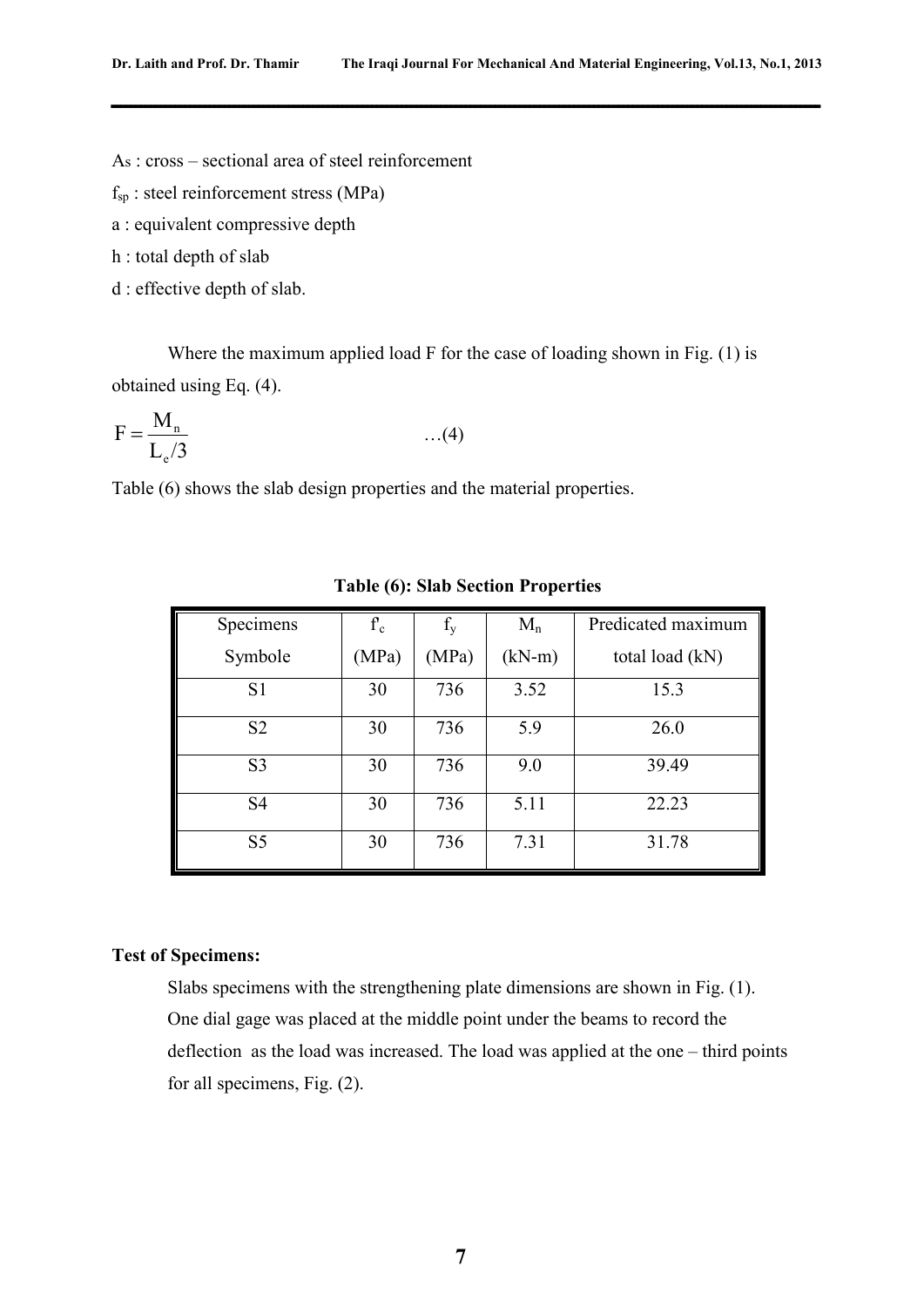$A_s$ : cross – sectional area of steel reinforcement

$f_{sp}$ : steel reinforcement stress (MPa)

a : equivalent compressive depth

h : total depth of slab

d : effective depth of slab.

Where the maximum applied load F for the case of loading shown in Fig. (1) is obtained using Eq. (4).

$$F = \frac{M_n}{L_e/3} \qquad \ldots(4)$$

Table (6) shows the slab design properties and the material properties.

**Table (6): Slab Section Properties**

| Specimens Symbole | $f'_c$ (MPa) | $f_y$ (MPa) | $M_n$ (kN-m) | Predicated maximum total load (kN) |
|---|---|---|---|---|
| S1 | 30 | 736 | 3.52 | 15.3 |
| S2 | 30 | 736 | 5.9 | 26.0 |
| S3 | 30 | 736 | 9.0 | 39.49 |
| S4 | 30 | 736 | 5.11 | 22.23 |
| S5 | 30 | 736 | 7.31 | 31.78 |

**Test of Specimens:**

Slabs specimens with the strengthening plate dimensions are shown in Fig. (1). One dial gage was placed at the middle point under the beams to record the deflection as the load was increased. The load was applied at the one – third points for all specimens, Fig. (2).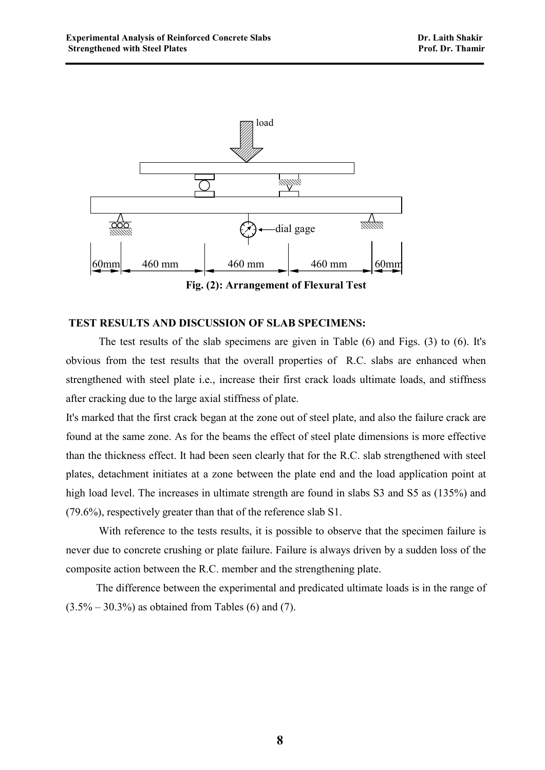Fig. (2): Arrangement of Flexural Test

## TEST RESULTS AND DISCUSSION OF SLAB SPECIMENS:

The test results of the slab specimens are given in Table (6) and Figs. (3) to (6). It's obvious from the test results that the overall properties of R.C. slabs are enhanced when strengthened with steel plate i.e., increase their first crack loads ultimate loads, and stiffness after cracking due to the large axial stiffness of plate.

It's marked that the first crack began at the zone out of steel plate, and also the failure crack are found at the same zone. As for the beams the effect of steel plate dimensions is more effective than the thickness effect. It had been seen clearly that for the R.C. slab strengthened with steel plates, detachment initiates at a zone between the plate end and the load application point at high load level. The increases in ultimate strength are found in slabs S3 and S5 as (135%) and (79.6%), respectively greater than that of the reference slab S1.

With reference to the tests results, it is possible to observe that the specimen failure is never due to concrete crushing or plate failure. Failure is always driven by a sudden loss of the composite action between the R.C. member and the strengthening plate.

The difference between the experimental and predicated ultimate loads is in the range of (3.5% – 30.3%) as obtained from Tables (6) and (7).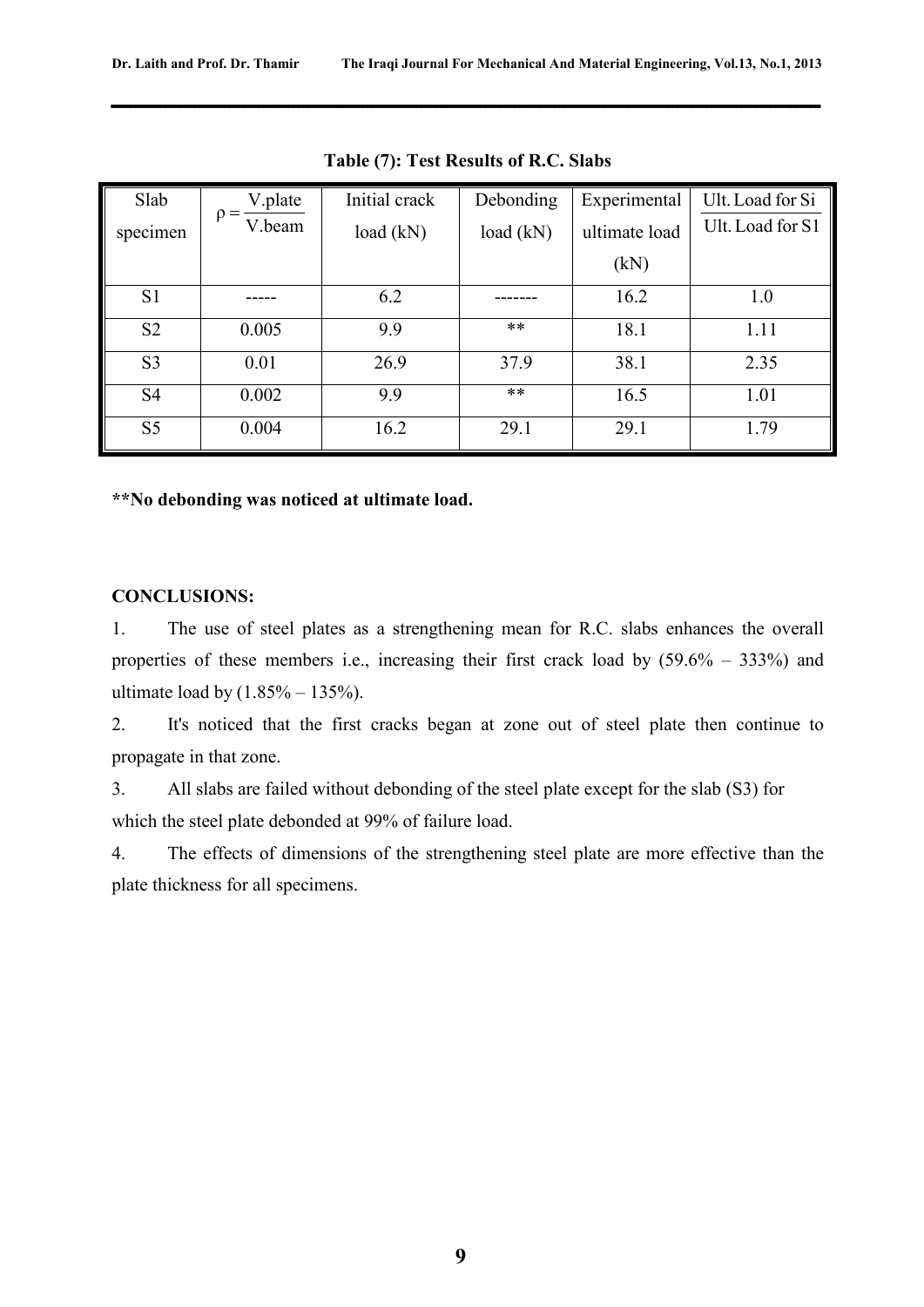**Table (7): Test Results of R.C. Slabs**

| Slab specimen | $\rho = \frac{V.plate}{V.beam}$ | Initial crack load (kN) | Debonding load (kN) | Experimental ultimate load (kN) | $\frac{\text{Ult. Load for Si}}{\text{Ult. Load for S1}}$ |
|---|---|---|---|---|---|
| S1 | ----- | 6.2 | ------- | 16.2 | 1.0 |
| S2 | 0.005 | 9.9 | ** | 18.1 | 1.11 |
| S3 | 0.01 | 26.9 | 37.9 | 38.1 | 2.35 |
| S4 | 0.002 | 9.9 | ** | 16.5 | 1.01 |
| S5 | 0.004 | 16.2 | 29.1 | 29.1 | 1.79 |

**\*\*No debonding was noticed at ultimate load.**

**CONCLUSIONS:**

1. The use of steel plates as a strengthening mean for R.C. slabs enhances the overall properties of these members i.e., increasing their first crack load by (59.6% – 333%) and ultimate load by (1.85% – 135%).
2. It's noticed that the first cracks began at zone out of steel plate then continue to propagate in that zone.
3. All slabs are failed without debonding of the steel plate except for the slab (S3) for which the steel plate debonded at 99% of failure load.
4. The effects of dimensions of the strengthening steel plate are more effective than the plate thickness for all specimens.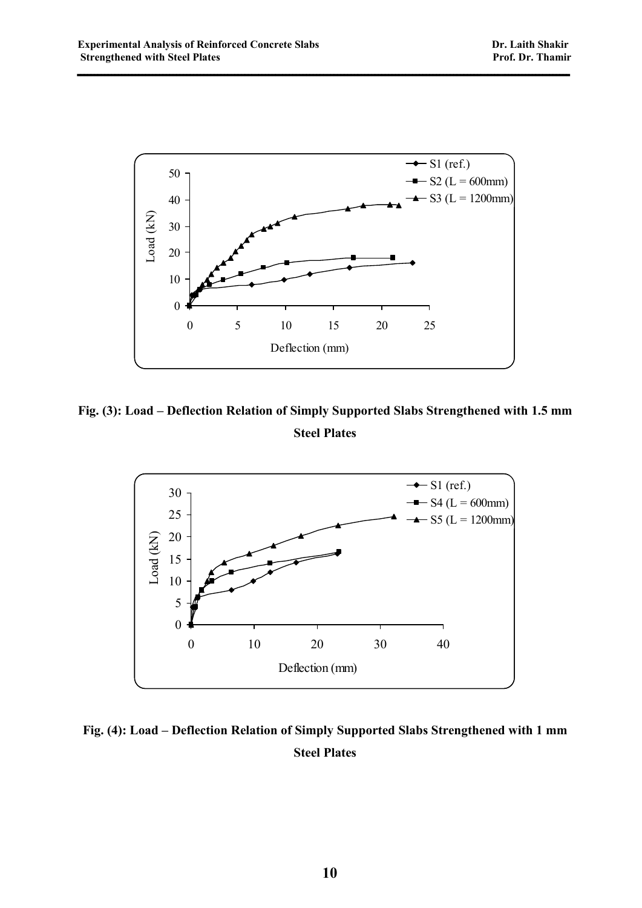Fig. (3): Load – Deflection Relation of Simply Supported Slabs Strengthened with 1.5 mm Steel Plates

Fig. (4): Load – Deflection Relation of Simply Supported Slabs Strengthened with 1 mm Steel Plates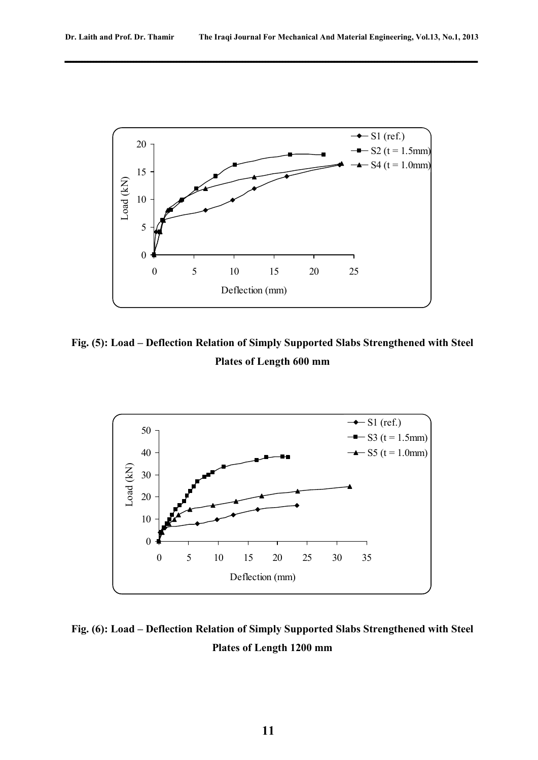**Fig. (5): Load – Deflection Relation of Simply Supported Slabs Strengthened with Steel Plates of Length 600 mm**

**Fig. (6): Load – Deflection Relation of Simply Supported Slabs Strengthened with Steel Plates of Length 1200 mm**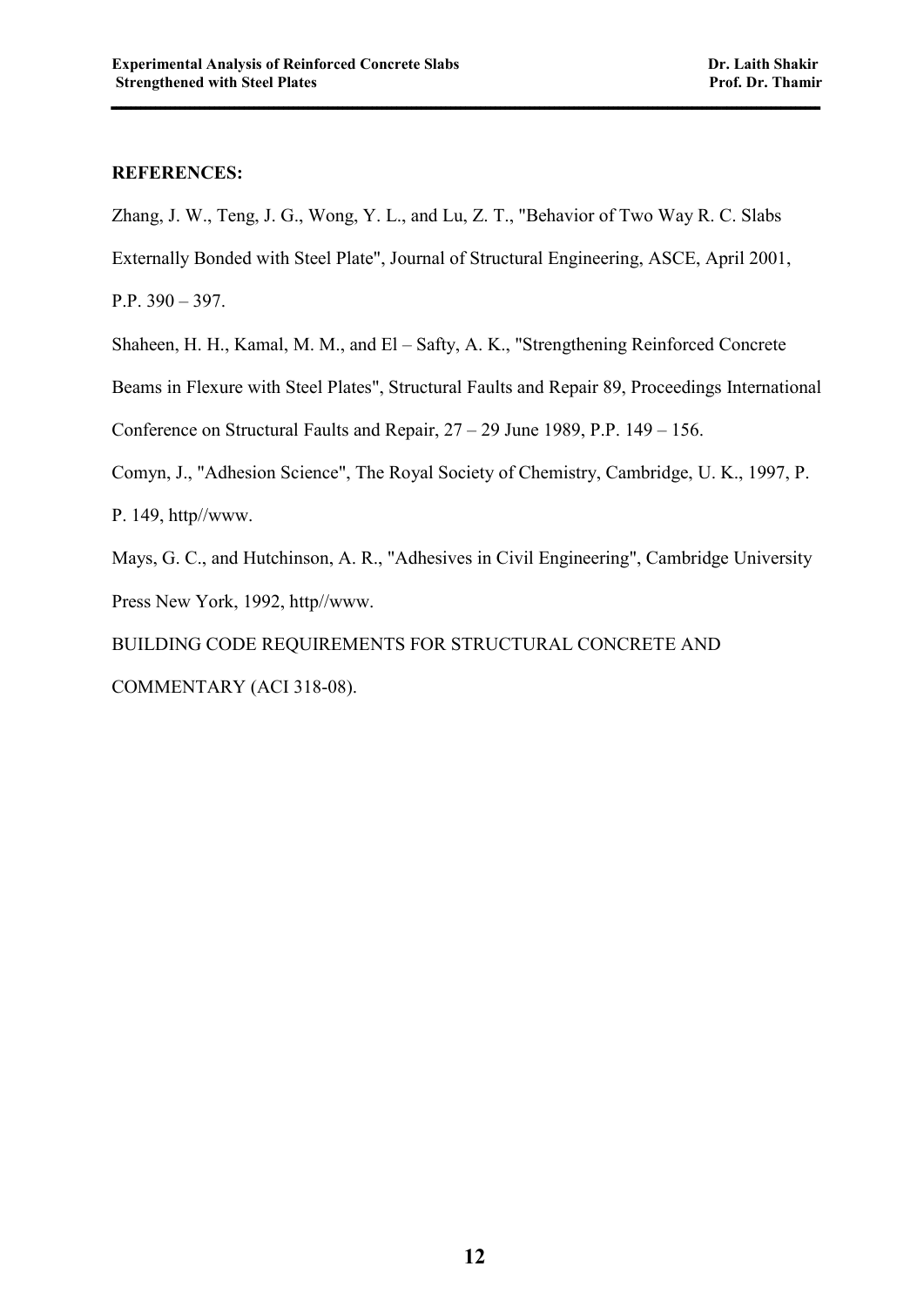**REFERENCES:**

Zhang, J. W., Teng, J. G., Wong, Y. L., and Lu, Z. T., "Behavior of Two Way R. C. Slabs Externally Bonded with Steel Plate", Journal of Structural Engineering, ASCE, April 2001, P.P. 390 – 397.

Shaheen, H. H., Kamal, M. M., and El – Safty, A. K., "Strengthening Reinforced Concrete Beams in Flexure with Steel Plates", Structural Faults and Repair 89, Proceedings International Conference on Structural Faults and Repair, 27 – 29 June 1989, P.P. 149 – 156.

Comyn, J., "Adhesion Science", The Royal Society of Chemistry, Cambridge, U. K., 1997, P. P. 149, http//www.

Mays, G. C., and Hutchinson, A. R., "Adhesives in Civil Engineering", Cambridge University Press New York, 1992, http//www.

BUILDING CODE REQUIREMENTS FOR STRUCTURAL CONCRETE AND COMMENTARY (ACI 318-08).